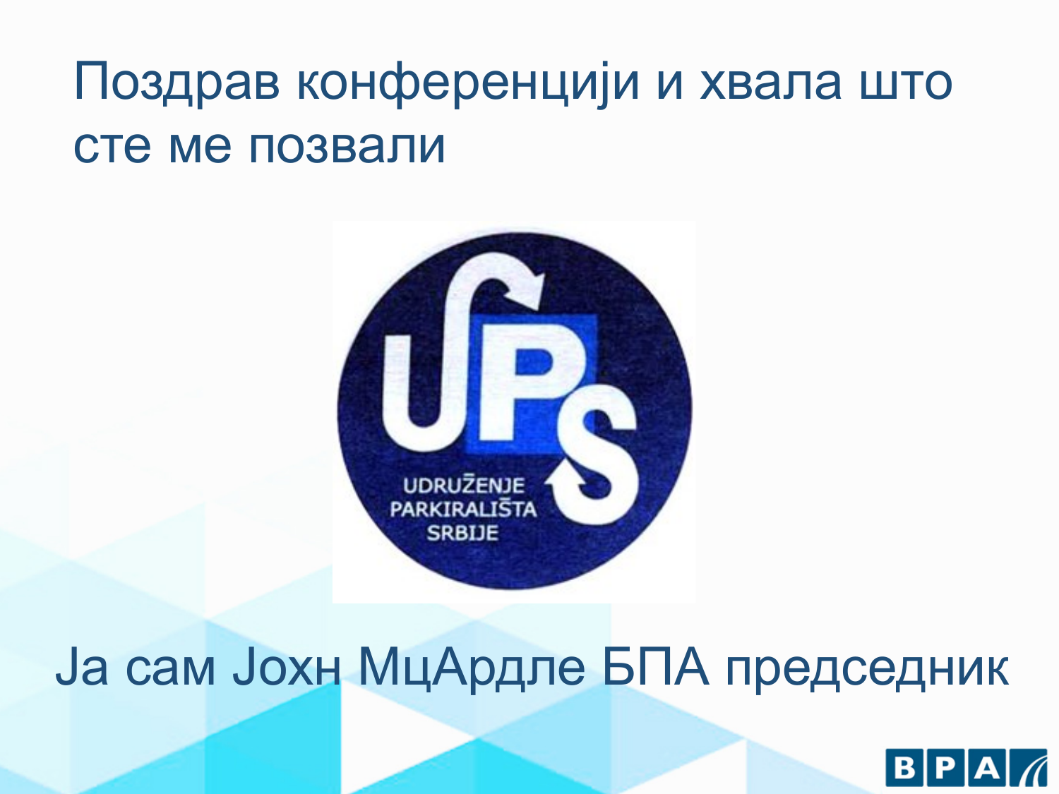# Поздрав конференцији и хвала што сте ме позвали

UDRUŽENJE PARKIRALIŠTA SRBIJE

Ја сам Јохн МцАрдле БПА председник

BPA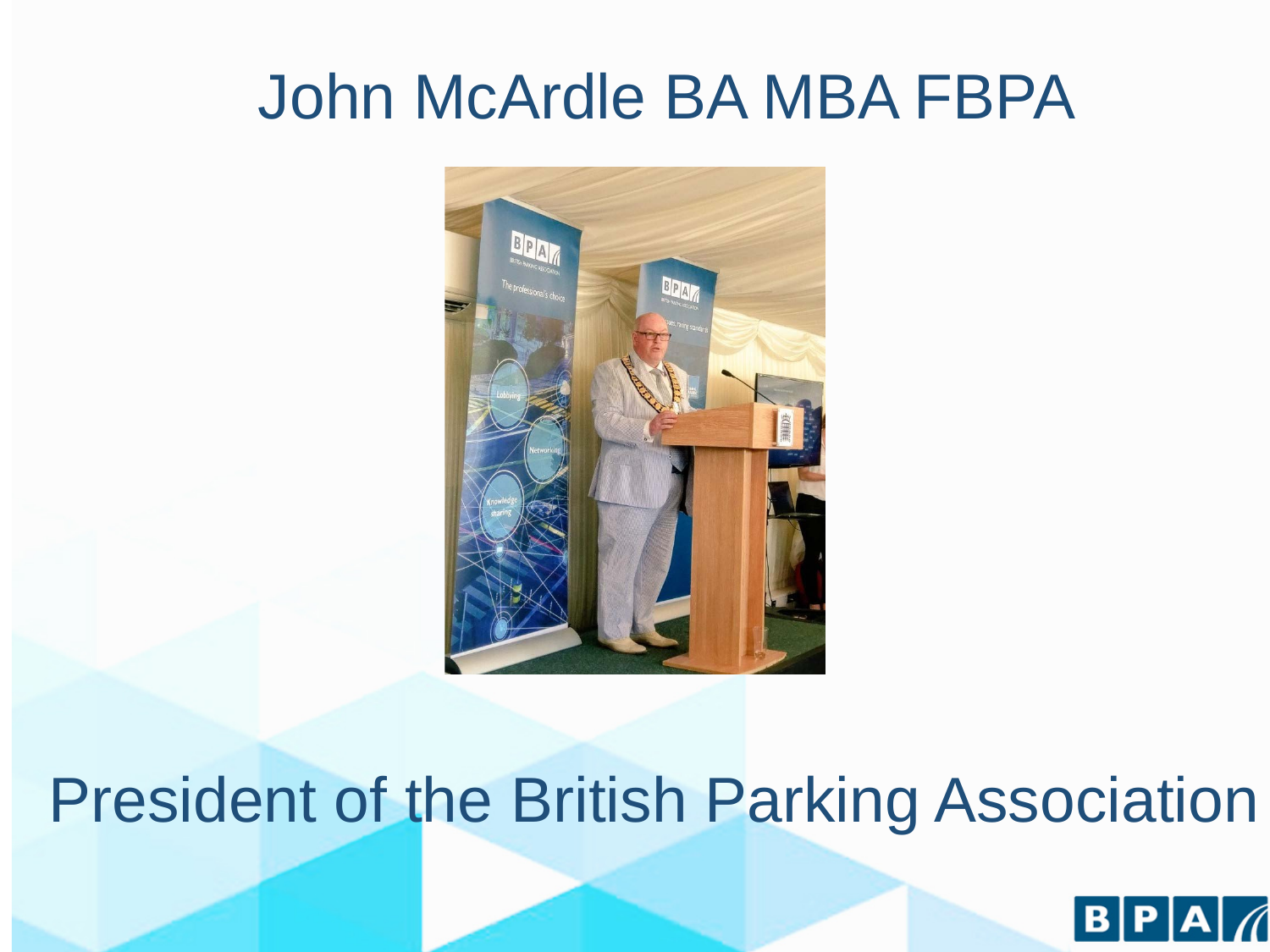# John McArdle BA MBA FBPA

President of the British Parking Association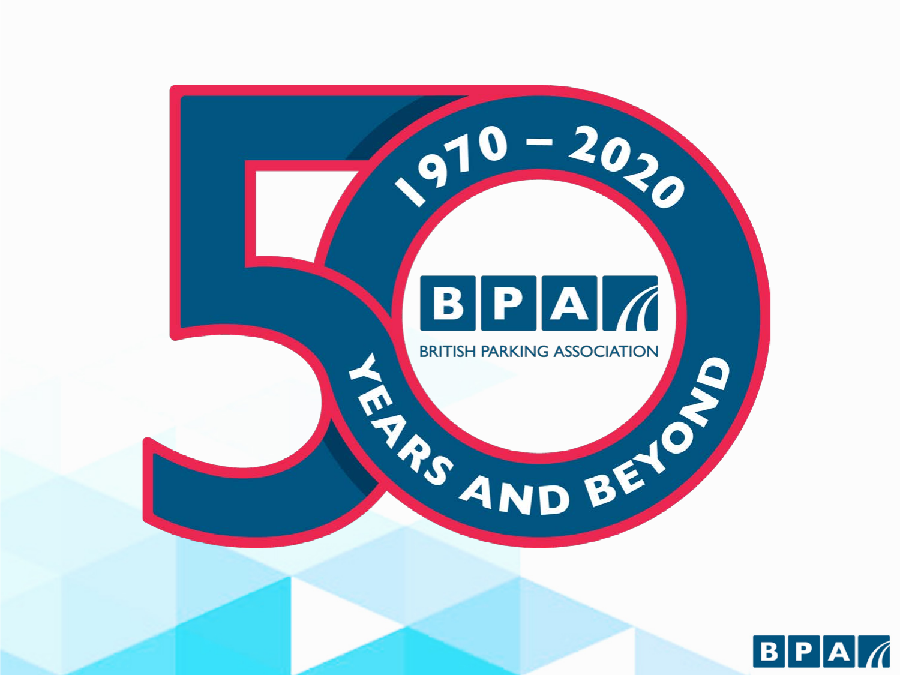1970 – 2020

BPA

BRITISH PARKING ASSOCIATION

YEARS AND BEYOND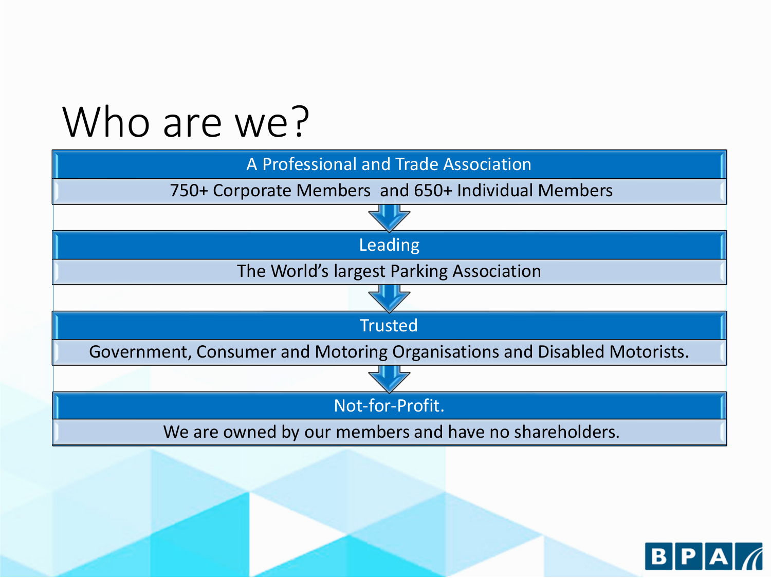# Who are we?

**A Professional and Trade Association**

750+ Corporate Members and 650+ Individual Members

**Leading**

The World's largest Parking Association

**Trusted**

Government, Consumer and Motoring Organisations and Disabled Motorists.

**Not-for-Profit.**

We are owned by our members and have no shareholders.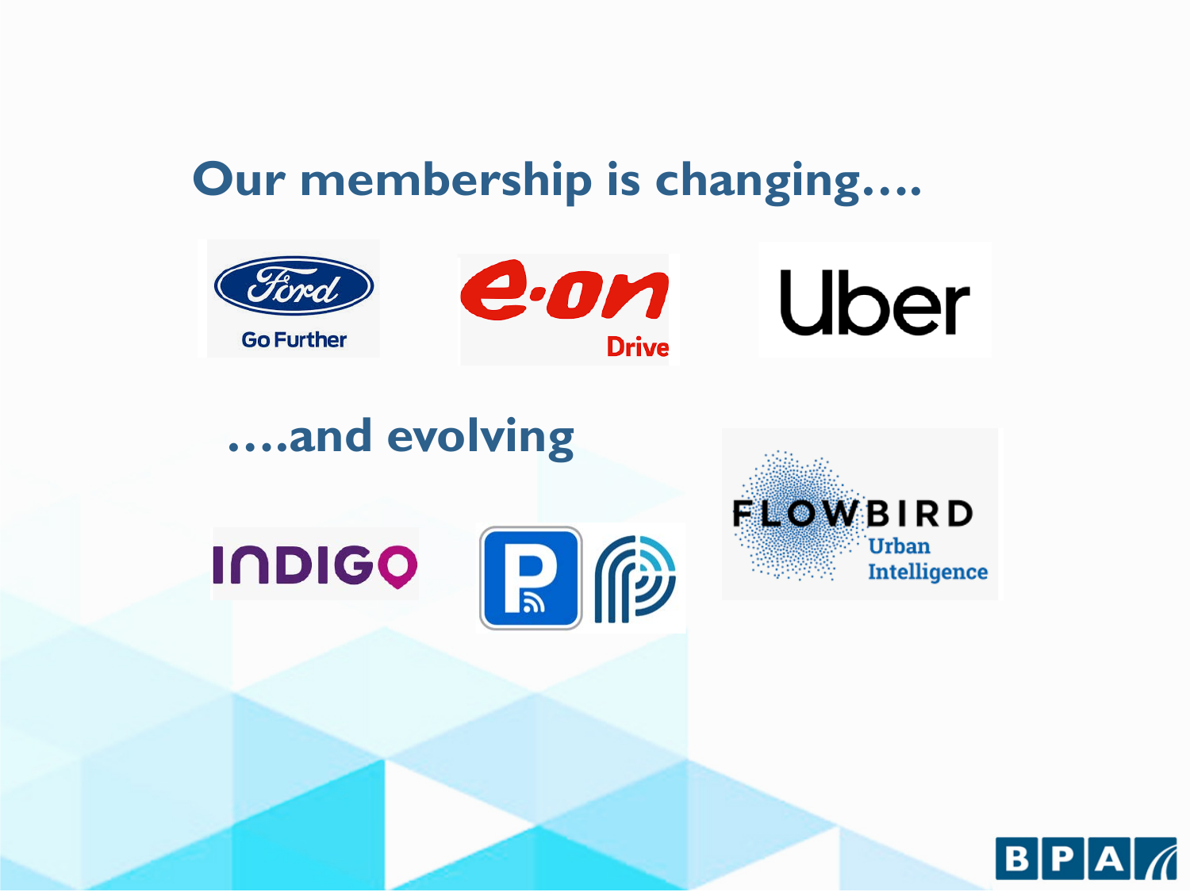# Our membership is changing….

Ford Go Further

e·on Drive

Uber

## ….and evolving

INDIGO

FLOWBIRD Urban Intelligence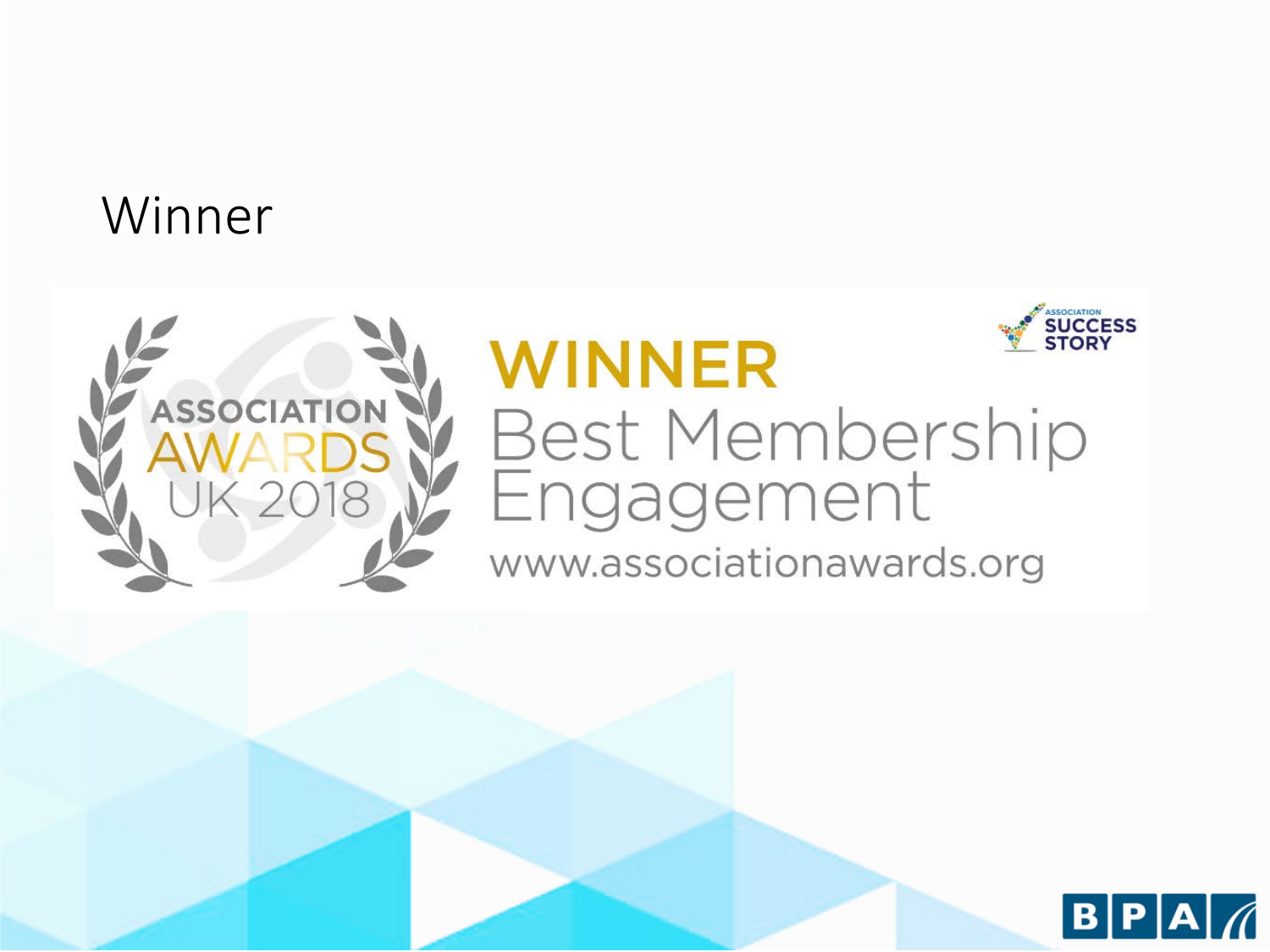# Winner

ASSOCIATION AWARDS UK 2018

**WINNER**

Best Membership Engagement

www.associationawards.org

ASSOCIATION SUCCESS STORY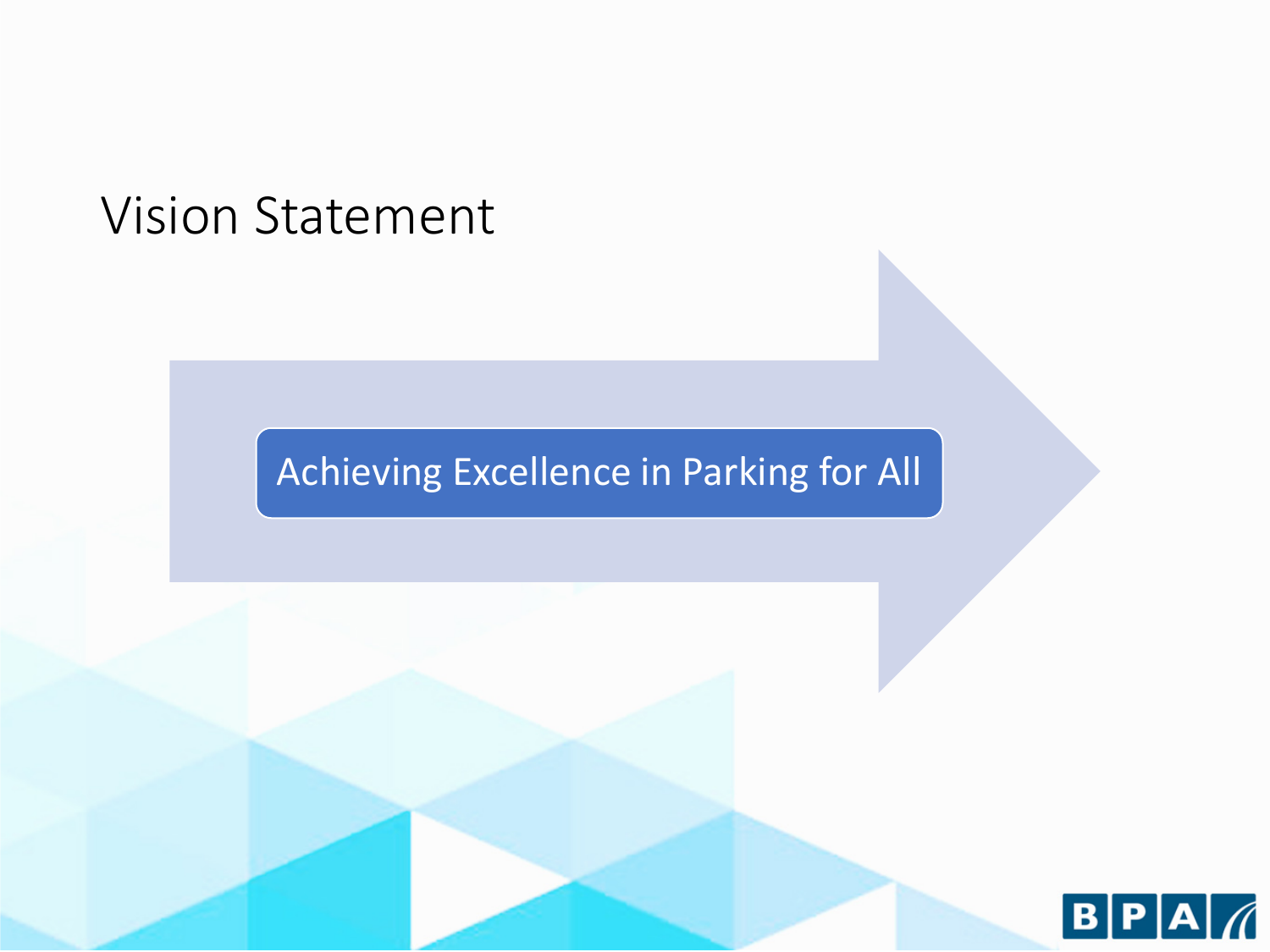# Vision Statement

Achieving Excellence in Parking for All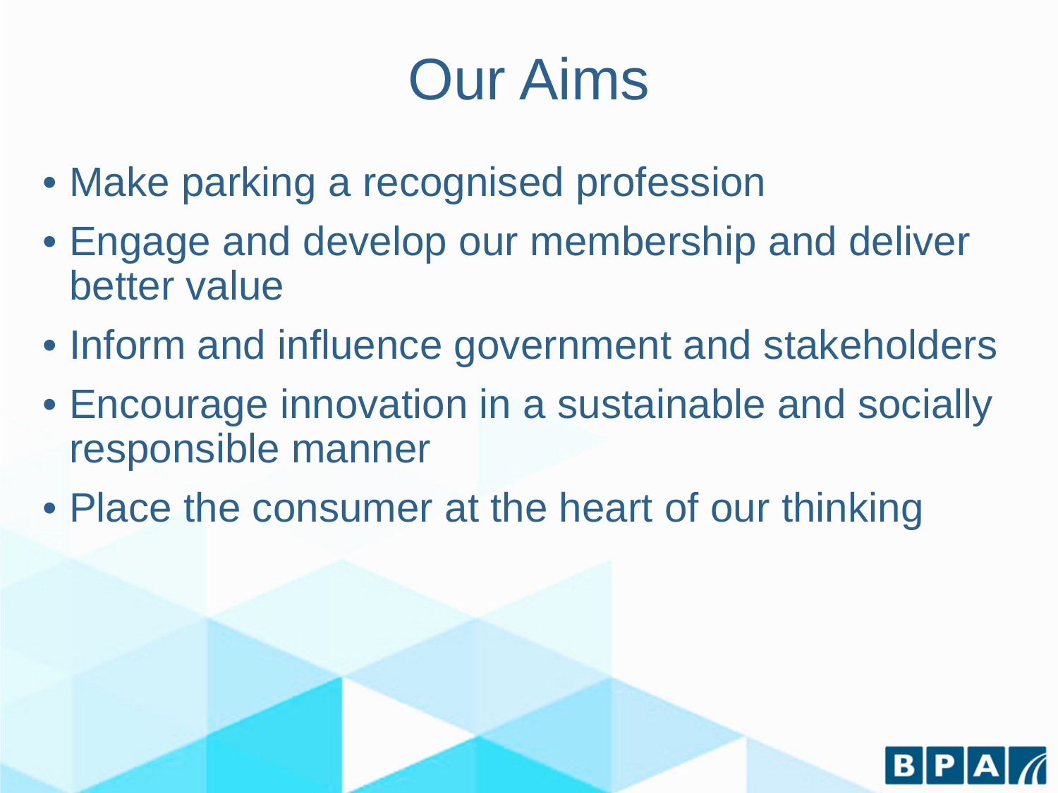# Our Aims

- Make parking a recognised profession
- Engage and develop our membership and deliver better value
- Inform and influence government and stakeholders
- Encourage innovation in a sustainable and socially responsible manner
- Place the consumer at the heart of our thinking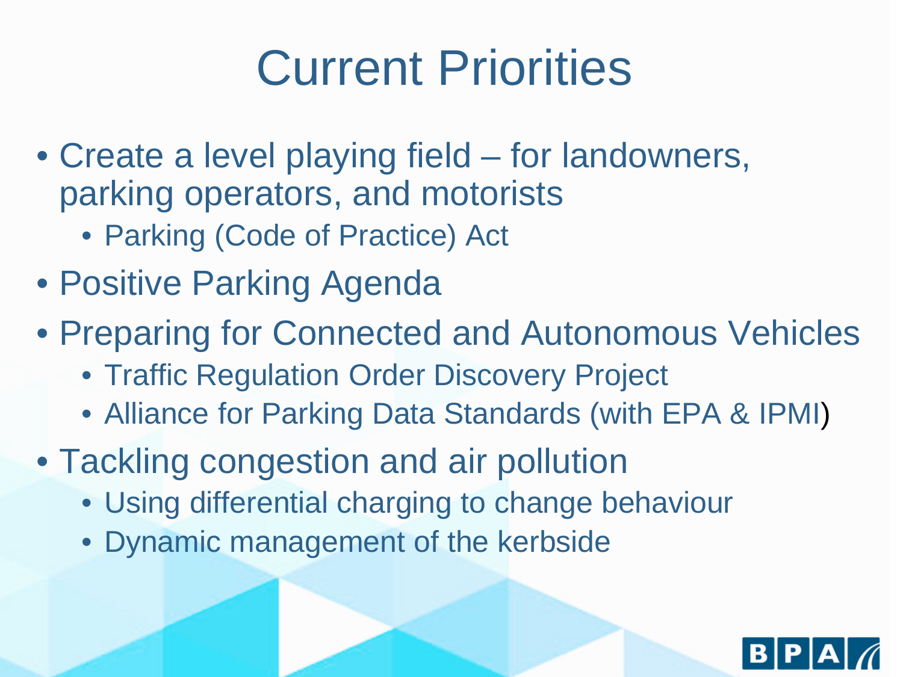# Current Priorities

- Create a level playing field – for landowners, parking operators, and motorists
  - Parking (Code of Practice) Act
- Positive Parking Agenda
- Preparing for Connected and Autonomous Vehicles
  - Traffic Regulation Order Discovery Project
  - Alliance for Parking Data Standards (with EPA & IPMI)
- Tackling congestion and air pollution
  - Using differential charging to change behaviour
  - Dynamic management of the kerbside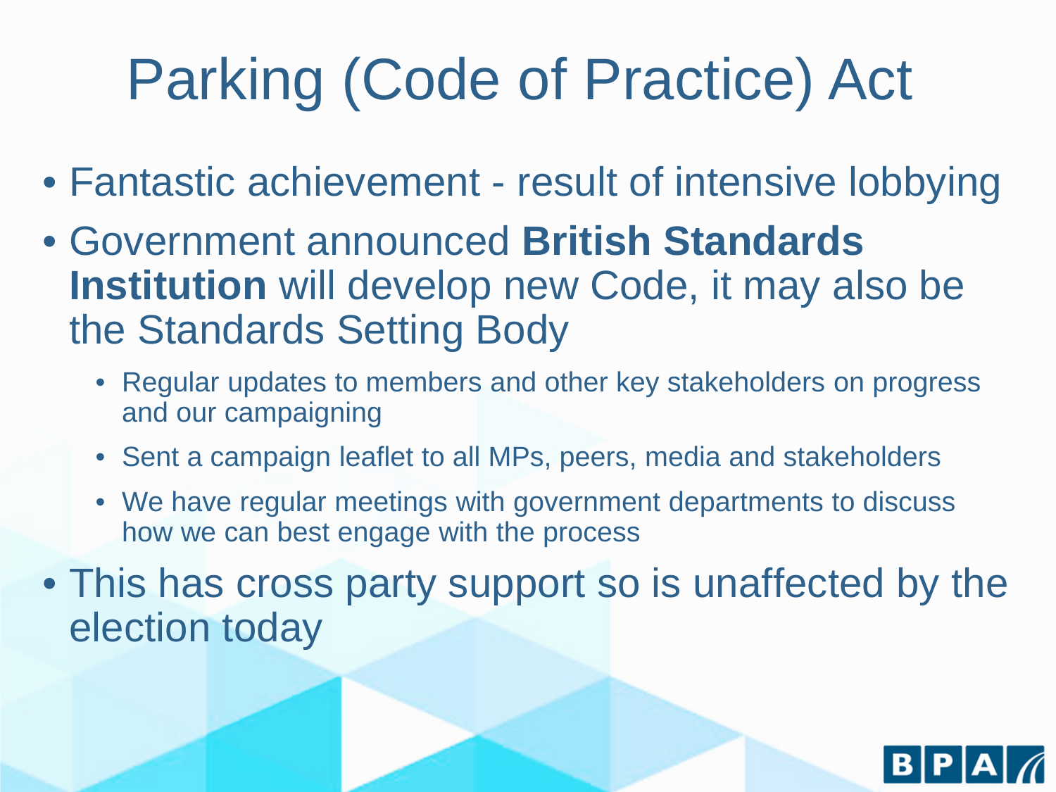# Parking (Code of Practice) Act

- Fantastic achievement - result of intensive lobbying
- Government announced **British Standards Institution** will develop new Code, it may also be the Standards Setting Body
  - Regular updates to members and other key stakeholders on progress and our campaigning
  - Sent a campaign leaflet to all MPs, peers, media and stakeholders
  - We have regular meetings with government departments to discuss how we can best engage with the process
- This has cross party support so is unaffected by the election today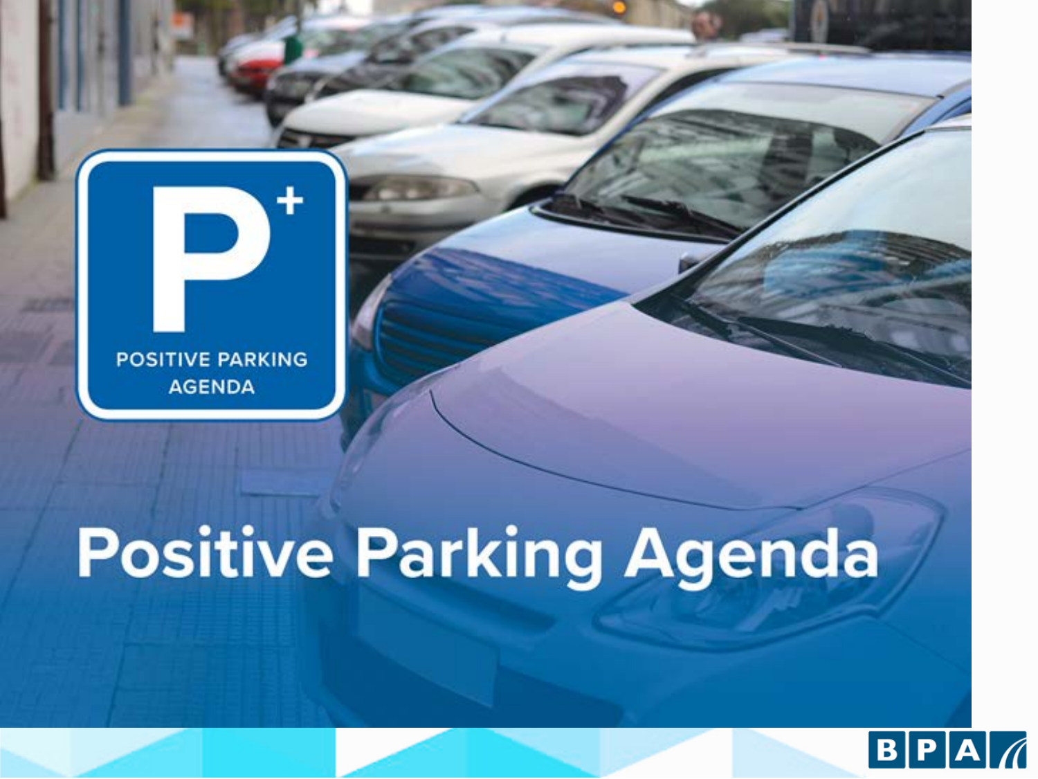# Positive Parking Agenda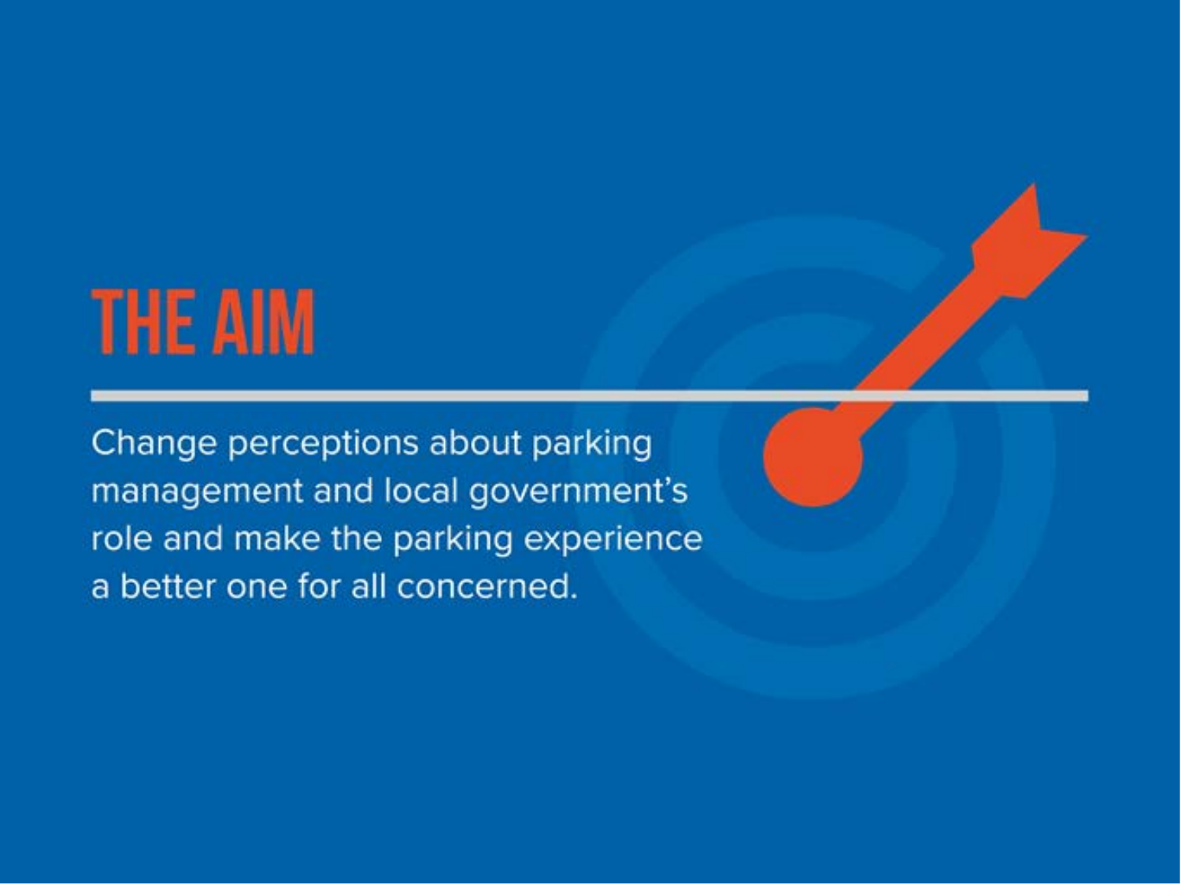# THE AIM

Change perceptions about parking management and local government's role and make the parking experience a better one for all concerned.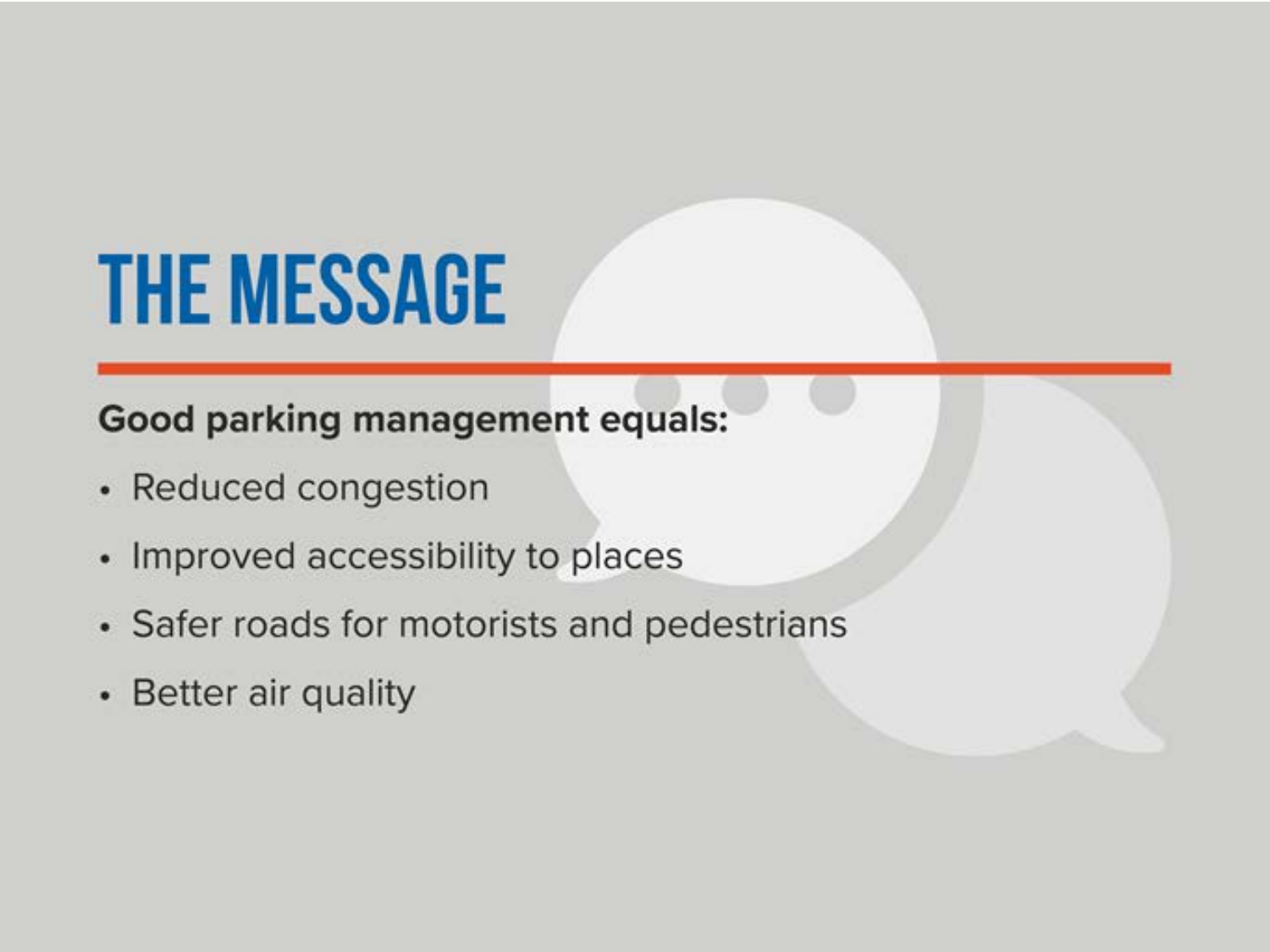# THE MESSAGE

**Good parking management equals:**

- Reduced congestion
- Improved accessibility to places
- Safer roads for motorists and pedestrians
- Better air quality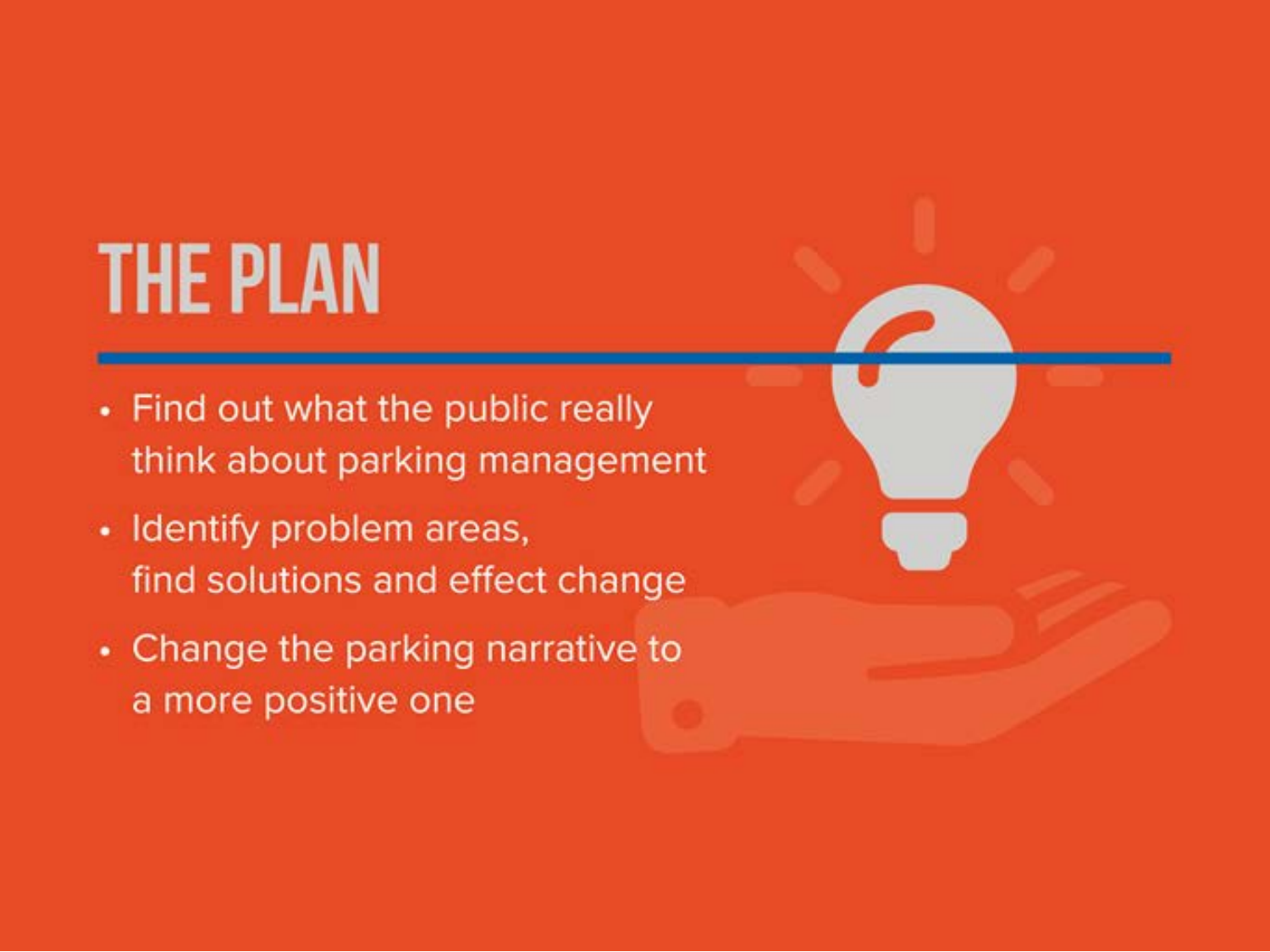# THE PLAN

- Find out what the public really think about parking management
- Identify problem areas, find solutions and effect change
- Change the parking narrative to a more positive one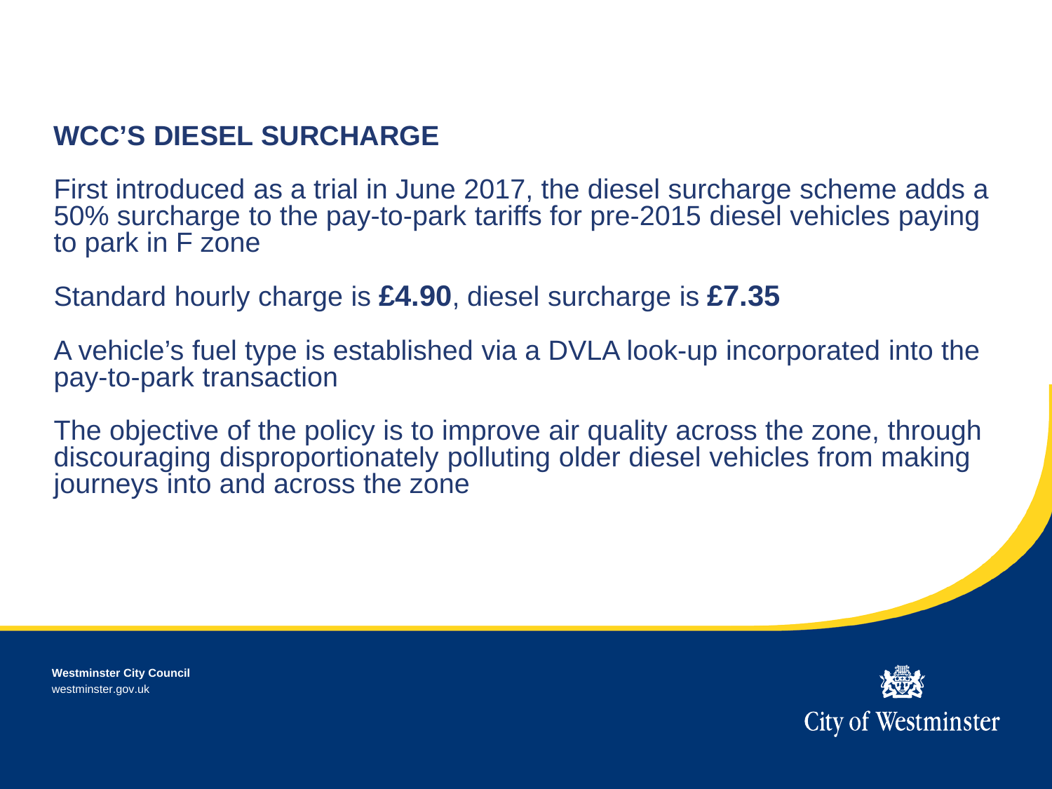## WCC'S DIESEL SURCHARGE

First introduced as a trial in June 2017, the diesel surcharge scheme adds a 50% surcharge to the pay-to-park tariffs for pre-2015 diesel vehicles paying to park in F zone

Standard hourly charge is **£4.90**, diesel surcharge is **£7.35**

A vehicle's fuel type is established via a DVLA look-up incorporated into the pay-to-park transaction

The objective of the policy is to improve air quality across the zone, through discouraging disproportionately polluting older diesel vehicles from making journeys into and across the zone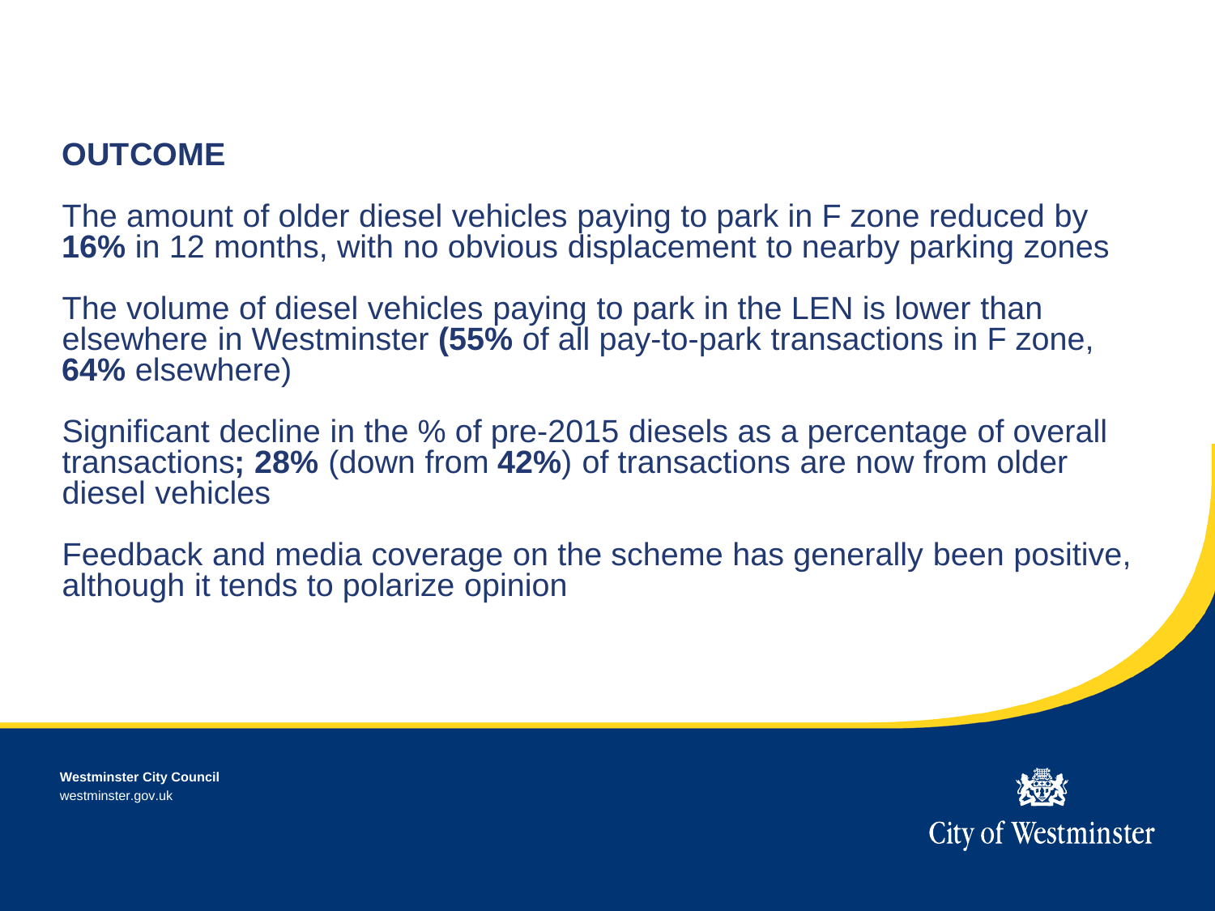## OUTCOME

The amount of older diesel vehicles paying to park in F zone reduced by **16%** in 12 months, with no obvious displacement to nearby parking zones

The volume of diesel vehicles paying to park in the LEN is lower than elsewhere in Westminster **(55%** of all pay-to-park transactions in F zone, **64%** elsewhere)

Significant decline in the % of pre-2015 diesels as a percentage of overall transactions**; 28%** (down from **42%**) of transactions are now from older diesel vehicles

Feedback and media coverage on the scheme has generally been positive, although it tends to polarize opinion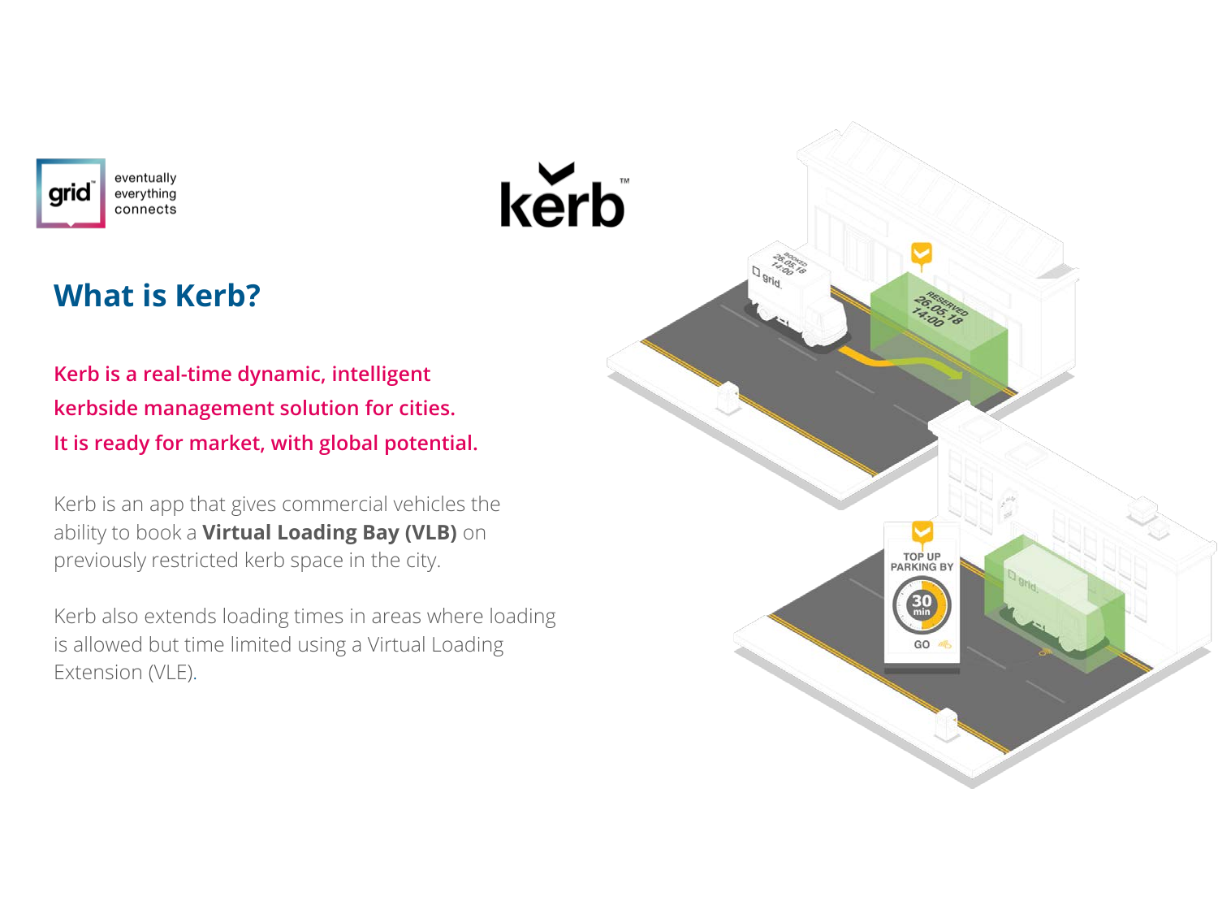grid eventually everything connects

kerb™

## What is Kerb?

**Kerb is a real-time dynamic, intelligent kerbside management solution for cities. It is ready for market, with global potential.**

Kerb is an app that gives commercial vehicles the ability to book a **Virtual Loading Bay (VLB)** on previously restricted kerb space in the city.

Kerb also extends loading times in areas where loading is allowed but time limited using a Virtual Loading Extension (VLE).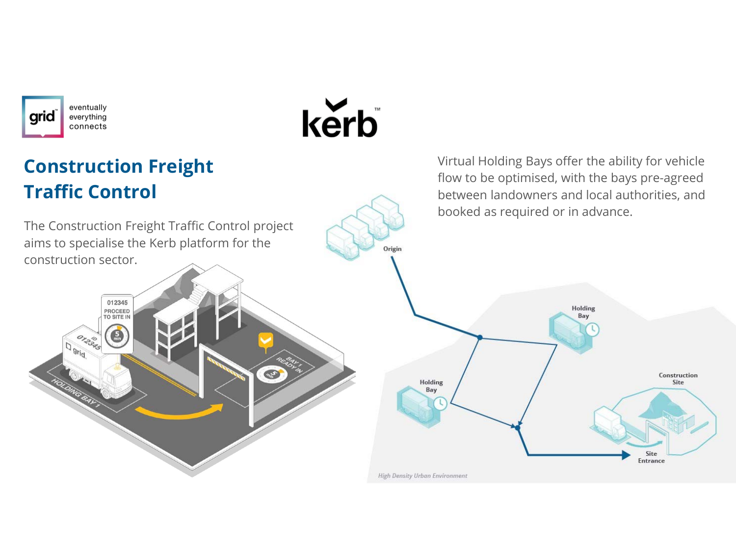## Construction Freight Traffic Control

The Construction Freight Traffic Control project aims to specialise the Kerb platform for the construction sector.

Virtual Holding Bays offer the ability for vehicle flow to be optimised, with the bays pre-agreed between landowners and local authorities, and booked as required or in advance.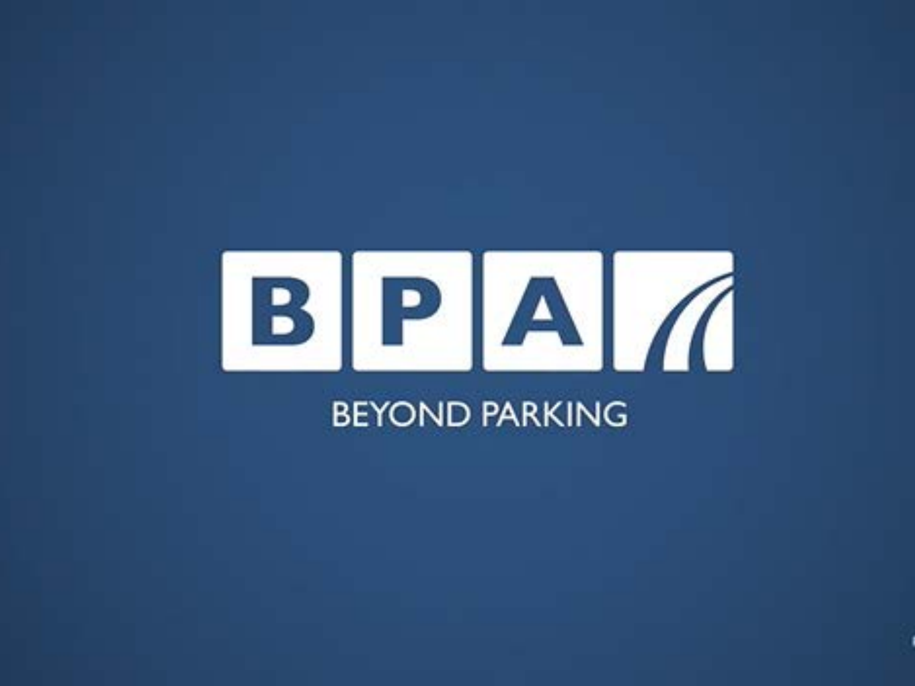BPA

BEYOND PARKING